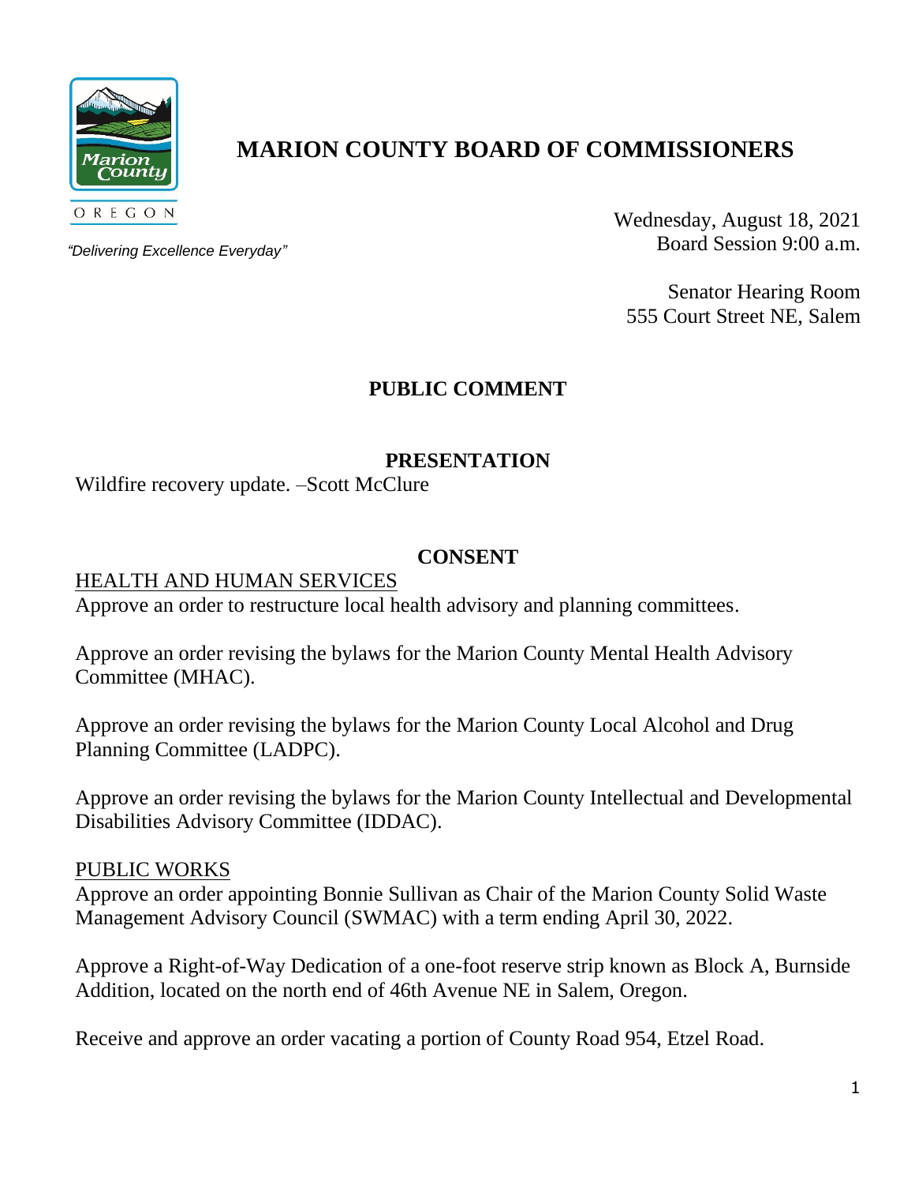# MARION COUNTY BOARD OF COMMISSIONERS

OREGON

*"Delivering Excellence Everyday"*

Wednesday, August 18, 2021
Board Session 9:00 a.m.

Senator Hearing Room
555 Court Street NE, Salem

## PUBLIC COMMENT

## PRESENTATION

Wildfire recovery update. –Scott McClure

## CONSENT

<u>HEALTH AND HUMAN SERVICES</u>

Approve an order to restructure local health advisory and planning committees.

Approve an order revising the bylaws for the Marion County Mental Health Advisory Committee (MHAC).

Approve an order revising the bylaws for the Marion County Local Alcohol and Drug Planning Committee (LADPC).

Approve an order revising the bylaws for the Marion County Intellectual and Developmental Disabilities Advisory Committee (IDDAC).

<u>PUBLIC WORKS</u>

Approve an order appointing Bonnie Sullivan as Chair of the Marion County Solid Waste Management Advisory Council (SWMAC) with a term ending April 30, 2022.

Approve a Right-of-Way Dedication of a one-foot reserve strip known as Block A, Burnside Addition, located on the north end of 46th Avenue NE in Salem, Oregon.

Receive and approve an order vacating a portion of County Road 954, Etzel Road.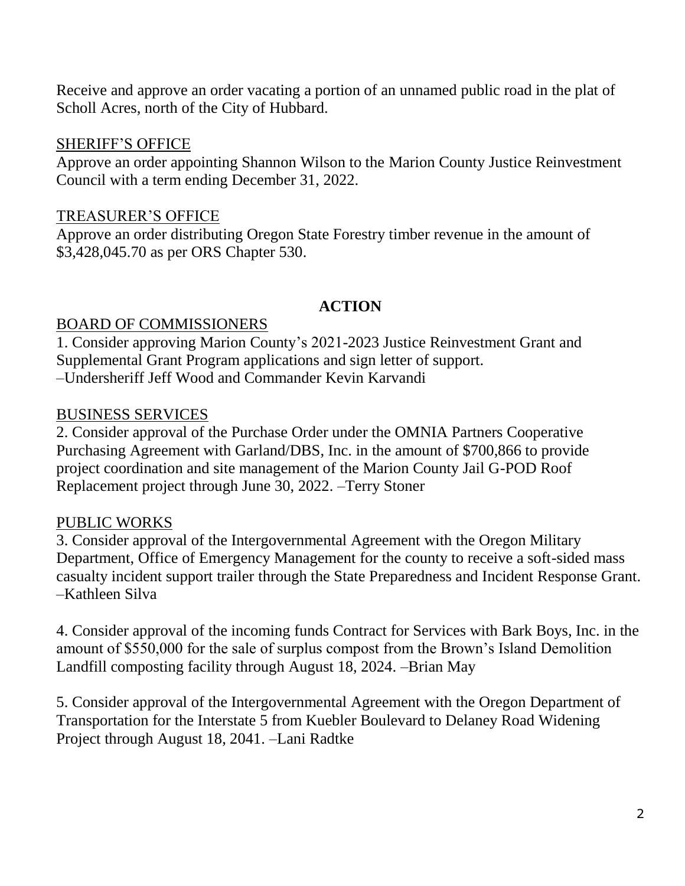Receive and approve an order vacating a portion of an unnamed public road in the plat of Scholl Acres, north of the City of Hubbard.

SHERIFF'S OFFICE

Approve an order appointing Shannon Wilson to the Marion County Justice Reinvestment Council with a term ending December 31, 2022.

TREASURER'S OFFICE

Approve an order distributing Oregon State Forestry timber revenue in the amount of $3,428,045.70 as per ORS Chapter 530.

## ACTION

BOARD OF COMMISSIONERS

1. Consider approving Marion County's 2021-2023 Justice Reinvestment Grant and Supplemental Grant Program applications and sign letter of support. –Undersheriff Jeff Wood and Commander Kevin Karvandi

BUSINESS SERVICES

2. Consider approval of the Purchase Order under the OMNIA Partners Cooperative Purchasing Agreement with Garland/DBS, Inc. in the amount of $700,866 to provide project coordination and site management of the Marion County Jail G-POD Roof Replacement project through June 30, 2022. –Terry Stoner

PUBLIC WORKS

3. Consider approval of the Intergovernmental Agreement with the Oregon Military Department, Office of Emergency Management for the county to receive a soft-sided mass casualty incident support trailer through the State Preparedness and Incident Response Grant. –Kathleen Silva

4. Consider approval of the incoming funds Contract for Services with Bark Boys, Inc. in the amount of $550,000 for the sale of surplus compost from the Brown's Island Demolition Landfill composting facility through August 18, 2024. –Brian May

5. Consider approval of the Intergovernmental Agreement with the Oregon Department of Transportation for the Interstate 5 from Kuebler Boulevard to Delaney Road Widening Project through August 18, 2041. –Lani Radtke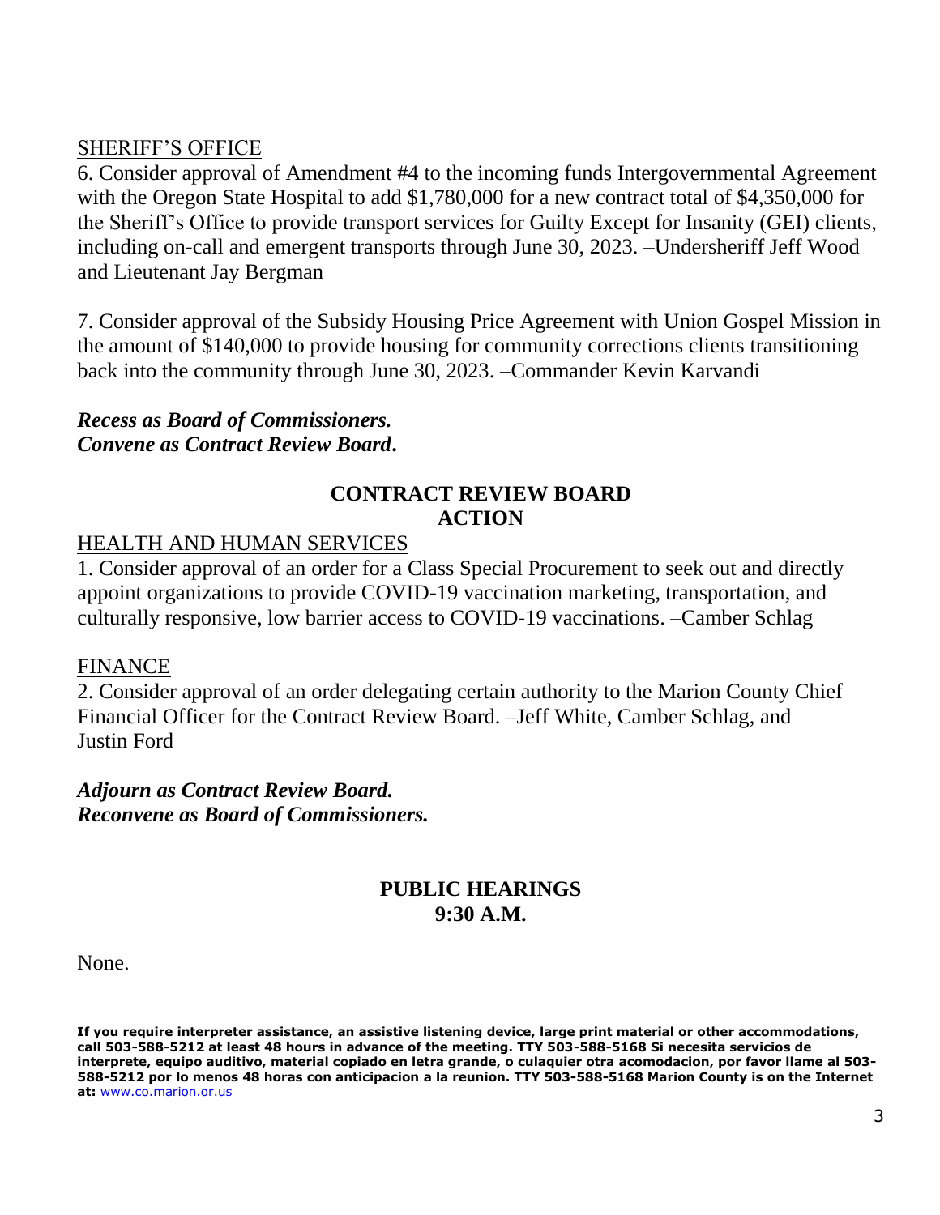SHERIFF'S OFFICE

6. Consider approval of Amendment #4 to the incoming funds Intergovernmental Agreement with the Oregon State Hospital to add $1,780,000 for a new contract total of $4,350,000 for the Sheriff's Office to provide transport services for Guilty Except for Insanity (GEI) clients, including on-call and emergent transports through June 30, 2023. –Undersheriff Jeff Wood and Lieutenant Jay Bergman

7. Consider approval of the Subsidy Housing Price Agreement with Union Gospel Mission in the amount of $140,000 to provide housing for community corrections clients transitioning back into the community through June 30, 2023. –Commander Kevin Karvandi

***Recess as Board of Commissioners.***
***Convene as Contract Review Board.***

## CONTRACT REVIEW BOARD ACTION

HEALTH AND HUMAN SERVICES

1. Consider approval of an order for a Class Special Procurement to seek out and directly appoint organizations to provide COVID-19 vaccination marketing, transportation, and culturally responsive, low barrier access to COVID-19 vaccinations. –Camber Schlag

FINANCE

2. Consider approval of an order delegating certain authority to the Marion County Chief Financial Officer for the Contract Review Board. –Jeff White, Camber Schlag, and Justin Ford

***Adjourn as Contract Review Board.***
***Reconvene as Board of Commissioners.***

## PUBLIC HEARINGS 9:30 A.M.

None.

**If you require interpreter assistance, an assistive listening device, large print material or other accommodations, call 503-588-5212 at least 48 hours in advance of the meeting. TTY 503-588-5168 Si necesita servicios de interprete, equipo auditivo, material copiado en letra grande, o culaquier otra acomodacion, por favor llame al 503-588-5212 por lo menos 48 horas con anticipacion a la reunion. TTY 503-588-5168 Marion County is on the Internet at:** www.co.marion.or.us